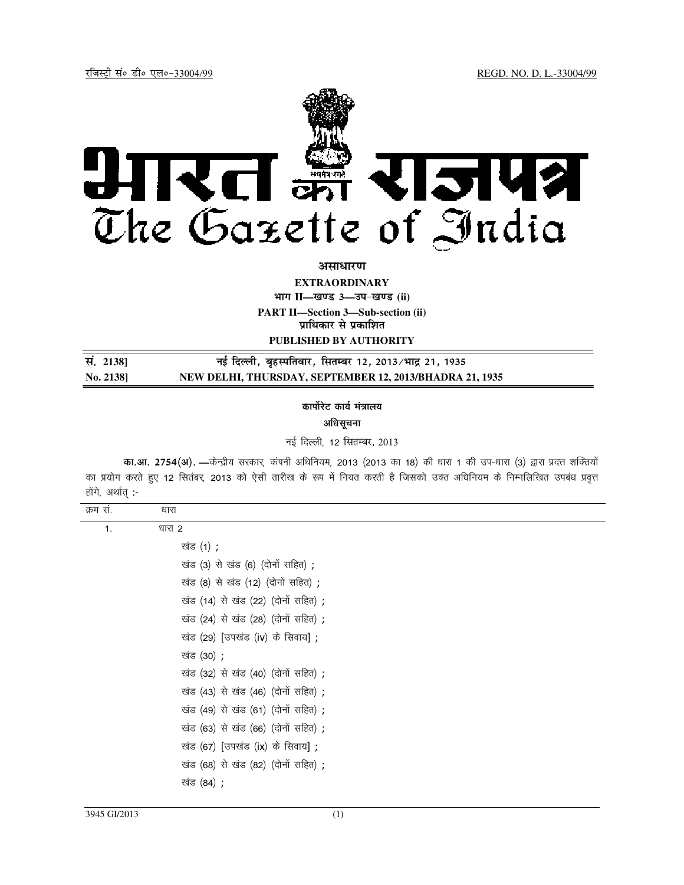रजिस्ट्री सं० डी० एल०-33004/99 REGD. NO. D. L.-33004/99

# भारत का राजपत्र
# The Gazette of India

**असाधारण**

**EXTRAORDINARY**

**भाग II—खण्ड 3—उप-खण्ड (ii)**

**PART II—Section 3—Sub-section (ii)**

**प्राधिकार से प्रकाशित**

**PUBLISHED BY AUTHORITY**

**सं. 2138] नई दिल्ली, बृहस्पतिवार, सितम्बर 12, 2013/भाद्र 21, 1935**

**No. 2138] NEW DELHI, THURSDAY, SEPTEMBER 12, 2013/BHADRA 21, 1935**

**कार्पोरेट कार्य मंत्रालय**

**अधिसूचना**

नई दिल्ली, 12 सितम्बर, 2013

**का.आ. 2754(अ).** —केन्द्रीय सरकार, कंपनी अधिनियम, 2013 (2013 का 18) की धारा 1 की उप-धारा (3) द्वारा प्रदत्त शक्तियों का प्रयोग करते हुए 12 सितंबर, 2013 को ऐसी तारीख के रूप में नियत करती है जिसको उक्त अधिनियम के निम्नलिखित उपबंध प्रवृत्त होंगे, अर्थात् :-

| क्रम सं. | धारा |
|---|---|
| 1. | धारा 2<br>खंड (1) ;<br>खंड (3) से खंड (6) (दोनों सहित) ;<br>खंड (8) से खंड (12) (दोनों सहित) ;<br>खंड (14) से खंड (22) (दोनों सहित) ;<br>खंड (24) से खंड (28) (दोनों सहित) ;<br>खंड (29) [उपखंड (iv) के सिवाय] ;<br>खंड (30) ;<br>खंड (32) से खंड (40) (दोनों सहित) ;<br>खंड (43) से खंड (46) (दोनों सहित) ;<br>खंड (49) से खंड (61) (दोनों सहित) ;<br>खंड (63) से खंड (66) (दोनों सहित) ;<br>खंड (67) [उपखंड (ix) के सिवाय] ;<br>खंड (68) से खंड (82) (दोनों सहित) ;<br>खंड (84) ; |

3945 GI/2013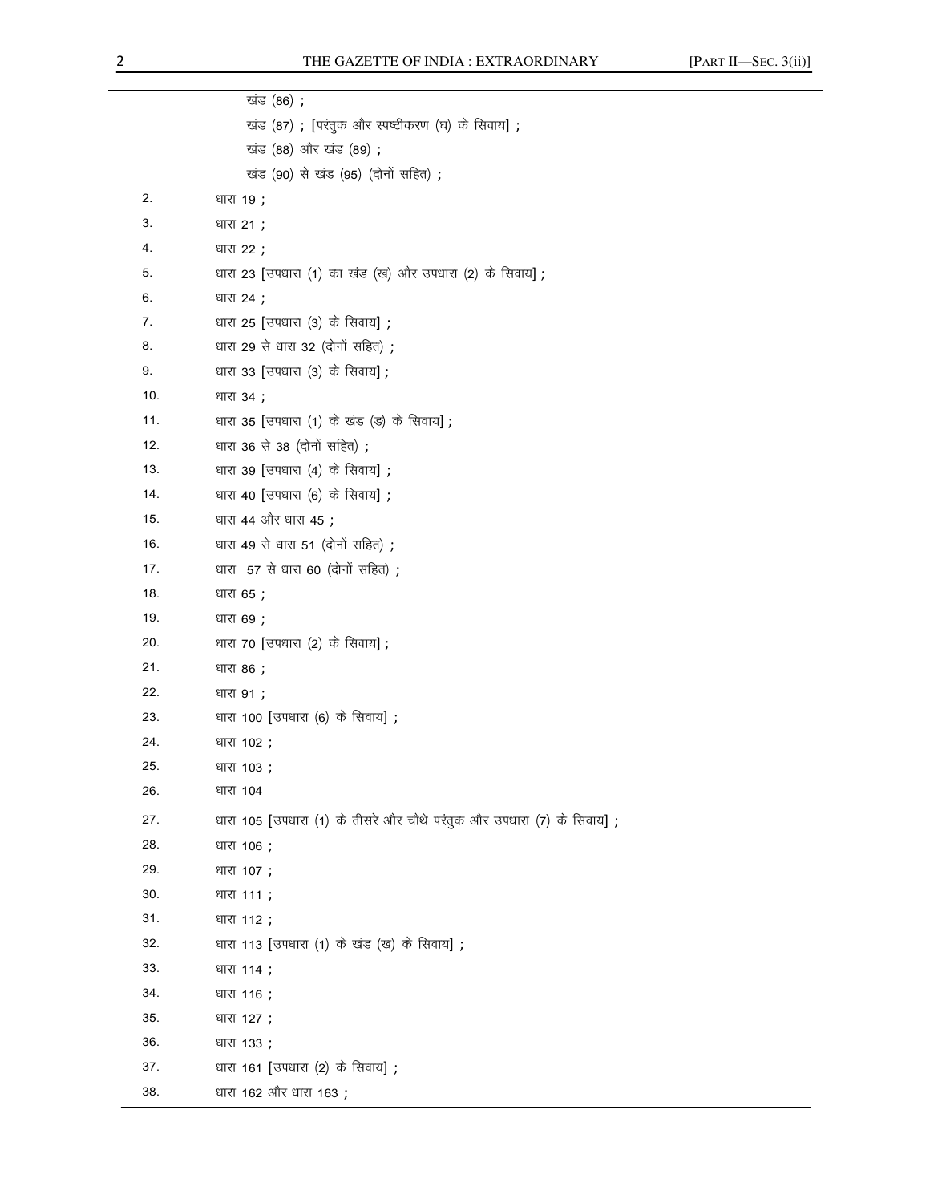खंड (86) ;

खंड (87) ; [परंतुक और स्पष्टीकरण (घ) के सिवाय] ;

खंड (88) और खंड (89) ;

खंड (90) से खंड (95) (दोनों सहित) ;

2. धारा 19 ;
3. धारा 21 ;
4. धारा 22 ;
5. धारा 23 [उपधारा (1) का खंड (ख) और उपधारा (2) के सिवाय] ;
6. धारा 24 ;
7. धारा 25 [उपधारा (3) के सिवाय] ;
8. धारा 29 से धारा 32 (दोनों सहित) ;
9. धारा 33 [उपधारा (3) के सिवाय] ;
10. धारा 34 ;
11. धारा 35 [उपधारा (1) के खंड (ङ) के सिवाय] ;
12. धारा 36 से 38 (दोनों सहित) ;
13. धारा 39 [उपधारा (4) के सिवाय] ;
14. धारा 40 [उपधारा (6) के सिवाय] ;
15. धारा 44 और धारा 45 ;
16. धारा 49 से धारा 51 (दोनों सहित) ;
17. धारा 57 से धारा 60 (दोनों सहित) ;
18. धारा 65 ;
19. धारा 69 ;
20. धारा 70 [उपधारा (2) के सिवाय] ;
21. धारा 86 ;
22. धारा 91 ;
23. धारा 100 [उपधारा (6) के सिवाय] ;
24. धारा 102 ;
25. धारा 103 ;
26. धारा 104
27. धारा 105 [उपधारा (1) के तीसरे और चौथे परंतुक और उपधारा (7) के सिवाय] ;
28. धारा 106 ;
29. धारा 107 ;
30. धारा 111 ;
31. धारा 112 ;
32. धारा 113 [उपधारा (1) के खंड (ख) के सिवाय] ;
33. धारा 114 ;
34. धारा 116 ;
35. धारा 127 ;
36. धारा 133 ;
37. धारा 161 [उपधारा (2) के सिवाय] ;
38. धारा 162 और धारा 163 ;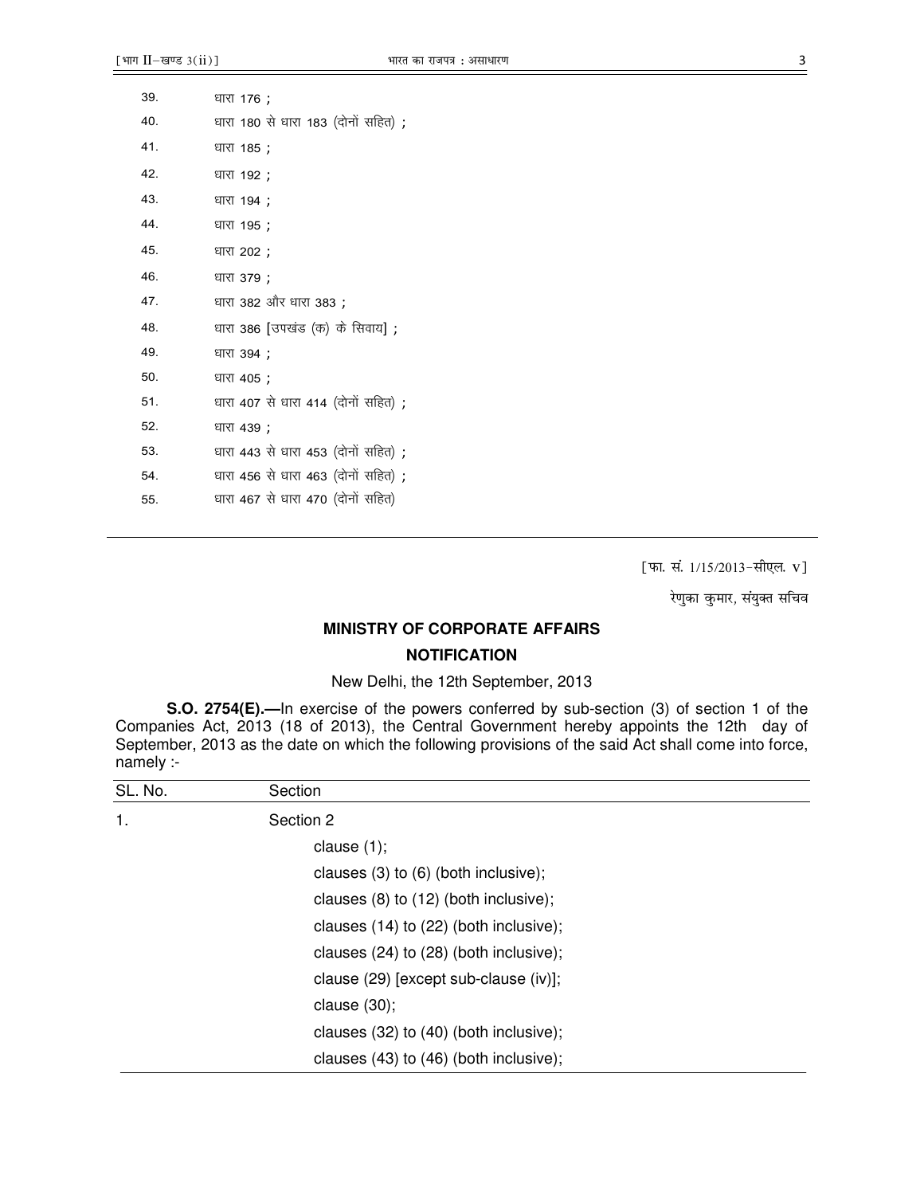| | |
|---|---|
| 39. | धारा 176 ; |
| 40. | धारा 180 से धारा 183 (दोनों सहित) ; |
| 41. | धारा 185 ; |
| 42. | धारा 192 ; |
| 43. | धारा 194 ; |
| 44. | धारा 195 ; |
| 45. | धारा 202 ; |
| 46. | धारा 379 ; |
| 47. | धारा 382 और धारा 383 ; |
| 48. | धारा 386 [उपखंड (क) के सिवाय] ; |
| 49. | धारा 394 ; |
| 50. | धारा 405 ; |
| 51. | धारा 407 से धारा 414 (दोनों सहित) ; |
| 52. | धारा 439 ; |
| 53. | धारा 443 से धारा 453 (दोनों सहित) ; |
| 54. | धारा 456 से धारा 463 (दोनों सहित) ; |
| 55. | धारा 467 से धारा 470 (दोनों सहित) |

[फा. सं. 1/15/2013-सीएल. V]

रेणुका कुमार, संयुक्त सचिव

## MINISTRY OF CORPORATE AFFAIRS

## NOTIFICATION

New Delhi, the 12th September, 2013

**S.O. 2754(E).—**In exercise of the powers conferred by sub-section (3) of section 1 of the Companies Act, 2013 (18 of 2013), the Central Government hereby appoints the 12th day of September, 2013 as the date on which the following provisions of the said Act shall come into force, namely :-

| SL. No. | Section |
|---|---|
| 1. | Section 2 |
| | clause (1); |
| | clauses (3) to (6) (both inclusive); |
| | clauses (8) to (12) (both inclusive); |
| | clauses (14) to (22) (both inclusive); |
| | clauses (24) to (28) (both inclusive); |
| | clause (29) [except sub-clause (iv)]; |
| | clause (30); |
| | clauses (32) to (40) (both inclusive); |
| | clauses (43) to (46) (both inclusive); |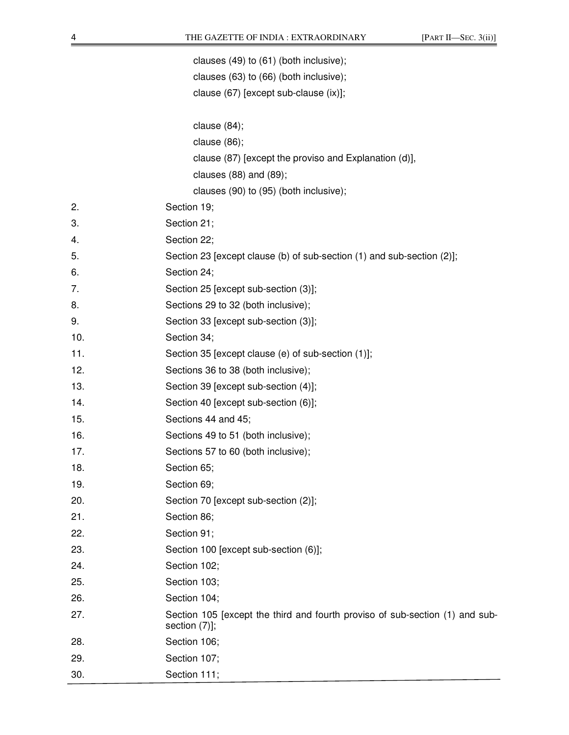| | |
|---|---|
| | clauses (49) to (61) (both inclusive); |
| | clauses (63) to (66) (both inclusive); |
| | clause (67) [except sub-clause (ix)]; |
| | clause (84); |
| | clause (86); |
| | clause (87) [except the proviso and Explanation (d)], |
| | clauses (88) and (89); |
| | clauses (90) to (95) (both inclusive); |
| 2. | Section 19; |
| 3. | Section 21; |
| 4. | Section 22; |
| 5. | Section 23 [except clause (b) of sub-section (1) and sub-section (2)]; |
| 6. | Section 24; |
| 7. | Section 25 [except sub-section (3)]; |
| 8. | Sections 29 to 32 (both inclusive); |
| 9. | Section 33 [except sub-section (3)]; |
| 10. | Section 34; |
| 11. | Section 35 [except clause (e) of sub-section (1)]; |
| 12. | Sections 36 to 38 (both inclusive); |
| 13. | Section 39 [except sub-section (4)]; |
| 14. | Section 40 [except sub-section (6)]; |
| 15. | Sections 44 and 45; |
| 16. | Sections 49 to 51 (both inclusive); |
| 17. | Sections 57 to 60 (both inclusive); |
| 18. | Section 65; |
| 19. | Section 69; |
| 20. | Section 70 [except sub-section (2)]; |
| 21. | Section 86; |
| 22. | Section 91; |
| 23. | Section 100 [except sub-section (6)]; |
| 24. | Section 102; |
| 25. | Section 103; |
| 26. | Section 104; |
| 27. | Section 105 [except the third and fourth proviso of sub-section (1) and sub-section (7)]; |
| 28. | Section 106; |
| 29. | Section 107; |
| 30. | Section 111; |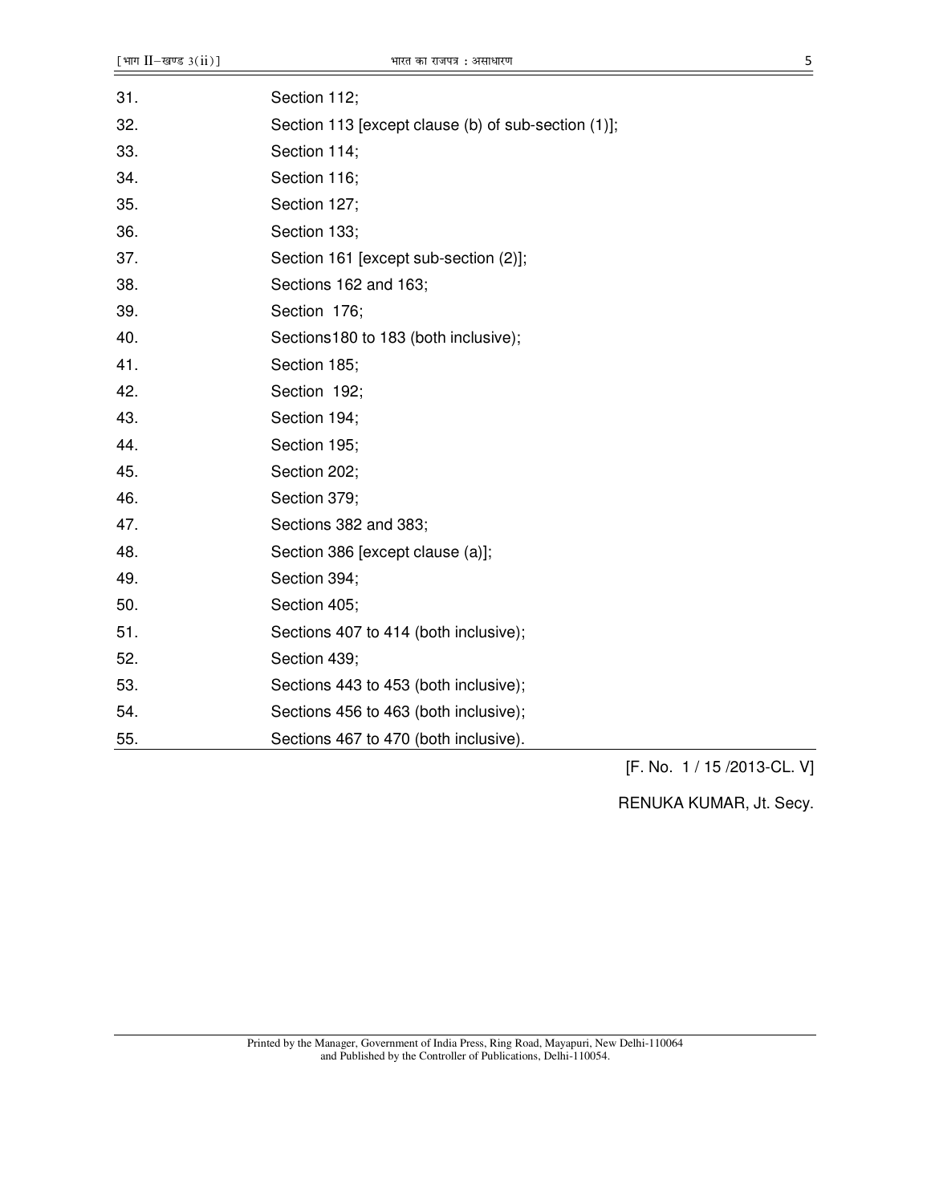| | |
|---|---|
| 31. | Section 112; |
| 32. | Section 113 [except clause (b) of sub-section (1)]; |
| 33. | Section 114; |
| 34. | Section 116; |
| 35. | Section 127; |
| 36. | Section 133; |
| 37. | Section 161 [except sub-section (2)]; |
| 38. | Sections 162 and 163; |
| 39. | Section 176; |
| 40. | Sections180 to 183 (both inclusive); |
| 41. | Section 185; |
| 42. | Section 192; |
| 43. | Section 194; |
| 44. | Section 195; |
| 45. | Section 202; |
| 46. | Section 379; |
| 47. | Sections 382 and 383; |
| 48. | Section 386 [except clause (a)]; |
| 49. | Section 394; |
| 50. | Section 405; |
| 51. | Sections 407 to 414 (both inclusive); |
| 52. | Section 439; |
| 53. | Sections 443 to 453 (both inclusive); |
| 54. | Sections 456 to 463 (both inclusive); |
| 55. | Sections 467 to 470 (both inclusive). |

[F. No. 1 / 15 /2013-CL. V]

RENUKA KUMAR, Jt. Secy.

Printed by the Manager, Government of India Press, Ring Road, Mayapuri, New Delhi-110064
and Published by the Controller of Publications, Delhi-110054.